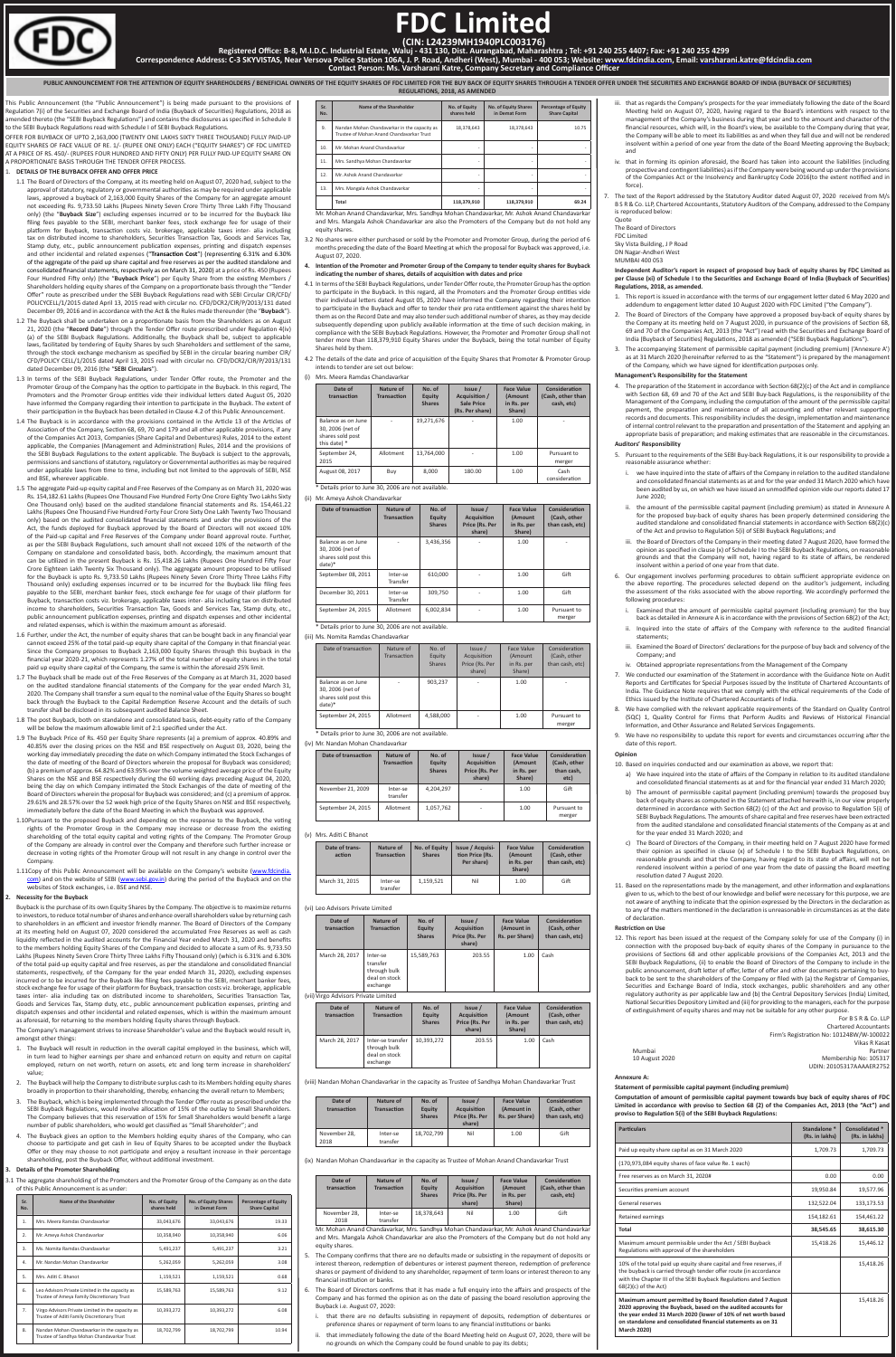# FDC Limited

**(CIN: L24239MH1940PLC003176)**

**Registered Office: B-8, M.I.D.C. Industrial Estate, Waluj - 431 136, Dist. Aurangabad, Maharashtra ; Tel: +91 240 255 4407; Fax: +91 240 255 4299**

**Correspondence Address: C-3 SKYVISTAS, Near Versova Police Station 106A, J. P. Road, Andheri (West), Mumbai - 400 053; Website: www.fdcindia.com, Email: varsharani.katre@fdcindia.com**

**Contact Person: Ms. Varsharani Katre, Company Secretary and Compliance Officer**

**PUBLIC ANNOUNCEMENT FOR THE ATTENTION OF EQUITY SHAREHOLDERS / BENEFICIAL OWNERS OF THE EQUITY SHARES OF FDC LIMITED FOR THE BUY BACK OF EQUITY SHARES THROUGH A TENDER OFFER UNDER THE SECURITIES AND EXCHANGE BOARD OF INDIA (BUYBACK OF SECURITIES) REGULATIONS, 2018, AS AMENDED**

This Public Announcement (the "Public Announcement") is being made pursuant to the provisions of Regulation 7(i) of the Securities and Exchange Board of India (Buyback of Securities) Regulations, 2018 as amended thereto (the "SEBI Buyback Regulations") and contains the disclosures as specified in Schedule II to the SEBI Buyback Regulations read with Schedule I of SEBI Buyback Regulations.

OFFER FOR BUYBACK OF UPTO 2,163,000 (TWENTY ONE LAKHS SIXTY THREE THOUSAND) FULLY PAID-UP EQUITY SHARES OF FACE VALUE OF RE. 1/- (RUPEE ONE ONLY) EACH ("EQUITY SHARES") OF FDC LIMITED AT A PRICE OF RS. 450/- (RUPEES FOUR HUNDRED AND FIFTY ONLY) PER FULLY PAID-UP EQUITY SHARE ON A PROPORTIONATE BASIS THROUGH THE TENDER OFFER PROCESS.

## 1. DETAILS OF THE BUYBACK OFFER AND OFFER PRICE

1.1 The Board of Directors of the Company, at its meeting held on August 07, 2020 had, subject to the approval of statutory, regulatory or governmental authorities as may be required under applicable laws, approved a buyback of 2,163,000 Equity Shares of the Company for an aggregate amount not exceeding Rs. 9,733.50 Lakhs (Rupees Ninety Seven Crore Thirty Three Lakh Fifty Thousand only) (the "**Buyback Size**") excluding expenses incurred or to be incurred for the Buyback like filing fees payable to the SEBI, merchant banker fees, stock exchange fee for usage of their platform for Buyback, transaction costs viz. brokerage, applicable taxes inter- alia including tax on distributed income to shareholders, Securities Transaction Tax, Goods and Services Tax, Stamp duty, etc., public announcement publication expenses, printing and dispatch expenses and other incidental and related expenses ("**Transaction Cost**") (representing 6.31% and 6.30% of the aggregate of the paid up share capital and free reserves as per the audited standalone and consolidated financial statements, respectively as on March 31, 2020) at a price of Rs. 450 (Rupees Four Hundred Fifty only) (the "**Buyback Price**") per Equity Share from the existing Members / Shareholders holding equity shares of the Company on a proportionate basis through the "Tender Offer" route as prescribed under the SEBI Buyback Regulations read with SEBI Circular CIR/CFD/POLICYCELL/1/2015 dated April 13, 2015 read with circular no. CFD/DCR2/CIR/P/2013/131 dated December 09, 2016 and in accordance with the Act & the Rules made thereunder (the "**Buyback**").

1.2 The Buyback shall be undertaken on a proportionate basis from the Shareholders as on August 21, 2020 (the "**Record Date**") through the Tender Offer route prescribed under Regulation 4(iv)(a) of the SEBI Buyback Regulations. Additionally, the Buyback shall be, subject to applicable laws, facilitated by tendering of Equity Shares by such Shareholders and settlement of the same, through the stock exchange mechanism as specified by SEBI in the circular bearing number CIR/CFD/POLICY CELL/1/2015 dated April 13, 2015 read with circular no. CFD/DCR2/CIR/P/2013/131 dated December 09, 2016 (the "**SEBI Circulars**").

1.3 In terms of the SEBI Buyback Regulations, under Tender Offer route, the Promoter and the Promoter Group of the Company has the option to participate in the Buyback. In this regard, The Promoters and the Promoter Group entities vide their individual letters dated August 05, 2020 have informed the Company regarding their intention to participate in the Buyback. The extent of their participation in the Buyback has been detailed in Clause 4.2 of this Public Announcement.

1.4 The Buyback is in accordance with the provisions contained in the Article 13 of the Articles of Association of the Company, Section 68, 69, 70 and 179 and all other applicable provisions, if any of the Companies Act 2013, Companies (Share Capital and Debentures) Rules, 2014 to the extent applicable, the Companies (Management and Administration) Rules, 2014 and the provisions of the SEBI Buyback Regulations to the extent applicable. The Buyback is subject to the approvals, permissions and sanctions of statutory, regulatory or Governmental authorities as may be required under applicable laws from time to time, including but not limited to the approvals of SEBI, NSE and BSE, wherever applicable.

1.5 The aggregate Paid-up equity capital and Free Reserves of the Company as on March 31, 2020 was Rs. 154,182.61 Lakhs (Rupees One Thousand Five Hundred Forty One Crore Eighty Two Lakhs Sixty One Thousand only) based on the audited standalone financial statements and Rs. 154,461.22 Lakhs (Rupees One Thousand Five Hundred Forty Four Crore Sixty One Lakh Twenty Two Thousand only) based on the audited consolidated financial statements and under the provisions of the Act, the funds deployed for Buyback approved by the Board of Directors will not exceed 10% of the Paid-up capital and Free Reserves of the Company under Board approval route. Further, as per the SEBI Buyback Regulations, such amount shall not exceed 10% of the networth of the Company on standalone and consolidated basis, both. Accordingly, the maximum amount that can be utilized in the present Buyback is Rs. 15,418.26 Lakhs (Rupees One Hundred Fifty Four Crore Eighteen Lakh Twenty Six Thousand only). The aggregate amount proposed to be utilised for the Buyback is upto Rs. 9,733.50 Lakhs (Rupees Ninety Seven Crore Thirty Three Lakhs Fifty Thousand only) excluding expenses incurred or to be incurred for the Buyback like filing fees payable to the SEBI, merchant banker fees, stock exchange fee for usage of their platform for Buyback, transaction costs viz. brokerage, applicable taxes inter- alia including tax on distributed income to shareholders, Securities Transaction Tax, Goods and Services Tax, Stamp duty, etc., public announcement publication expenses, printing and dispatch expenses and other incidental and related expenses, which is within the maximum amount as aforesaid.

1.6 Further, under the Act, the number of equity shares that can be bought back in any financial year cannot exceed 25% of the total paid-up equity share capital of the Company in that financial year. Since the Company proposes to Buyback 2,163,000 Equity Shares through this buyback in the financial year 2020-21, which represents 1.27% of the total number of equity shares in the total paid up equity share capital of the Company, the same is within the aforesaid 25% limit.

1.7 The Buyback shall be made out of the Free Reserves of the Company as at March 31, 2020 based on the audited standalone financial statements of the Company for the year ended March 31, 2020. The Company shall transfer a sum equal to the nominal value of the Equity Shares so bought back through the Buyback to the Capital Redemption Reserve Account and the details of such transfer shall be disclosed in its subsequent audited Balance Sheet.

1.8 The post Buyback, both on standalone and consolidated basis, debt-equity ratio of the Company will be below the maximum allowable limit of 2:1 specified under the Act.

1.9 The Buyback Price of Rs. 450 per Equity Share represents (a) a premium of approx. 40.89% and 40.85% over the closing prices on the NSE and BSE respectively on August 03, 2020, being the working day immediately preceding the date on which Company intimated the Stock Exchanges of the date of meeting of the Board of Directors wherein the proposal for Buyback was considered; (b) a premium of approx. 64.82% and 63.95% over the volume weighted average price of the Equity Shares on the NSE and BSE respectively during the 60 working days preceding August 04, 2020, being the day on which Company intimated the Stock Exchanges of the date of meeting of the Board of Directors wherein the proposal for Buyback was considered; and (c) a premium of approx. 29.61% and 28.57% over the 52 week high price of the Equity Shares on NSE and BSE respectively, immediately before the date of the Board Meeting in which the Buyback was approved.

1.10 Pursuant to the proposed Buyback and depending on the response to the Buyback, the voting rights of the Promoter Group in the Company may increase or decrease from the existing shareholding of the total equity capital and voting rights of the Company. The Promoter Group of the Company are already in control over the Company and therefore such further increase or decrease in voting rights of the Promoter Group will not result in any change in control over the Company.

1.11 Copy of this Public Announcement will be available on the Company's website (www.fdcindia.com) and on the website of SEBI (www.sebi.gov.in) during the period of the Buyback and on the websites of Stock exchanges, i.e. BSE and NSE.

## 2. Necessity for the Buyback

Buyback is the purchase of its own Equity Shares by the Company. The objective is to maximize returns to investors, to reduce total number of shares and enhance overall shareholders value by returning cash to shareholders in an efficient and investor friendly manner. The Board of Directors of the Company at its meeting held on August 07, 2020 considered the accumulated Free Reserves as well as cash liquidity reflected in the audited accounts for the Financial Year ended March 31, 2020 and benefits to the members holding Equity Shares of the Company and decided to allocate a sum of Rs. 9,733.50 Lakhs (Rupees Ninety Seven Crore Thirty Three Lakhs Fifty Thousand only) (which is 6.31% and 6.30% of the total paid-up equity capital and free reserves, as per the standalone and consolidated financial statements, respectively, of the Company for the year ended March 31, 2020), excluding expenses incurred or to be incurred for the Buyback like filing fees payable to the SEBI, merchant banker fees, stock exchange fee for usage of their platform for Buyback, transaction costs viz. brokerage, applicable taxes inter- alia including tax on distributed income to shareholders, Securities Transaction Tax, Goods and Services Tax, Stamp duty, etc., public announcement publication expenses, printing and dispatch expenses and other incidental and related expenses, which is within the maximum amount as aforesaid, for returning to the members holding Equity shares through Buyback.

The Company's management strives to increase Shareholder's value and the Buyback would result in, amongst other things:

1. The Buyback will result in reduction in the overall capital employed in the business, which will, in turn lead to higher earnings per share and enhanced return on equity and return on capital employed, return on net worth, return on assets, etc and long term increase in shareholders' value;
2. The Buyback will help the Company to distribute surplus cash to its Members holding equity shares broadly in proportion to their shareholding, thereby, enhancing the overall return to Members;
3. The Buyback, which is being implemented through the Tender Offer route as prescribed under the SEBI Buyback Regulations, would involve allocation of 15% of the outlay to Small Shareholders. The Company believes that this reservation of 15% for Small Shareholders would benefit a large number of public shareholders, who would get classified as "Small Shareholder"; and
4. The Buyback gives an option to the Members holding equity shares of the Company, who can choose to participate and get cash in lieu of Equity Shares to be accepted under the Buyback Offer or they may choose to not participate and enjoy a resultant increase in their percentage shareholding, post the Buyback Offer, without additional investment.

## 3. Details of the Promoter Shareholding

3.1 The aggregate shareholding of the Promoters and the Promoter Group of the Company as on the date of this Public Announcement is as under:

| Sr. No. | Name of the Shareholder | No. of Equity shares held | No. of Equity Shares in Demat Form | Percentage of Equity Share Capital |
|---|---|---|---|---|
| 1. | Mrs. Meera Ramdas Chandavarkar | 33,043,676 | 33,043,676 | 19.33 |
| 2. | Mr. Ameya Ashok Chandavarkar | 10,358,940 | 10,358,940 | 6.06 |
| 3. | Ms. Nomita Ramdas Chandavarkar | 5,491,237 | 5,491,237 | 3.21 |
| 4. | Mr. Nandan Mohan Chandavarkar | 5,262,059 | 5,262,059 | 3.08 |
| 5. | Mrs. Aditi C Bhanot | 1,159,521 | 1,159,521 | 0.68 |
| 6. | Leo Advisors Private Limited in the capacity as Trustee of Anand Family Discretionary Trust | 15,589,763 | 15,589,763 | 9.12 |
| 7. | Virgo Advisors Private Limited in the capacity as Trustee of Aditi Family Discretionary Trust | 10,393,272 | 10,393,272 | 6.08 |
| 8. | Nandan Mohan Chandavarkar in the capacity as Trustee of Sandhya Mohan Chandavarkar Trust | 18,702,799 | 18,702,799 | 10.94 |
| 9. | Nandan Mohan Chandavarkar in the capacity as Trustee of Mohan Anand Chandavarkar Trust | 18,378,643 | 18,378,643 | 10.75 |
| 10. | Mr. Mohan Anand Chandavarkar | - | - | - |
| 11. | Mrs. Sandhya Mohan Chandavarkar | - | - | - |
| 12. | Mr. Ashok Anand Chandavarkar | - | - | - |
| 13. | Mrs. Mangala Ashok Chandavarkar | - | - | - |
| | **Total** | **118,379,910** | **118,379,910** | **69.24** |

Mr. Mohan Anand Chandavarkar, Mrs. Sandhya Mohan Chandavarkar, Mr. Ashok Anand Chandavarkar and Mrs. Mangala Ashok Chandavarkar are also the Promoters of the Company but do not hold any equity shares.

3.2 No shares were either purchased or sold by the Promoter and Promoter Group, during the period of 6 months preceding the date of the Board Meeting at which the proposal for Buyback was approved, i.e. August 07, 2020.

## 4. Intention of the Promoter and Promoter Group of the Company to tender equity shares for Buyback indicating the number of shares, details of acquisition with dates and price

4.1 In terms of the SEBI Buyback Regulations, under Tender Offer route, the Promoter Group has the option to participate in the Buyback. In this regard, all the Promoter and Promoter Group entities vide their individual letters dated August 05, 2020 have informed the Company regarding their intention to participate in the Buyback and offer to tender their pro rata entitlement against the shares held by them as on the Record Date and may also tender such additional number of shares, as they may decide subsequently depending upon publicly available information at the time of such decision making, in compliance with the SEBI Buyback Regulations. However, the Promoter and Promoter Group shall not tender more than 118,379,910 Equity Shares under the Buyback, being the total number of Equity Shares held by them.

4.2 The details of the date and price of acquisition of the Equity Shares that Promoter & Promoter Group intends to tender are set out below:

(i) Mrs. Meera Ramdas Chandavarkar

| Date of transaction | Nature of Transaction | No. of Equity Shares | Issue / Acquisition / Sale Price (Rs. Per share) | Face Value (Amount in Rs. per Share) | Consideration (Cash, other than cash, etc) |
|---|---|---|---|---|---|
| Balance as on June 30, 2006 (net of shares sold post this date) * | - | 19,271,676 | - | 1.00 | - |
| September 24, 2015 | Allotment | 13,764,000 | - | 1.00 | Pursuant to merger |
| August 08, 2017 | Buy | 8,000 | 180.00 | 1.00 | Cash consideration |

\* Details prior to June 30, 2006 are not available.

(ii) Mr. Ameya Ashok Chandavarkar

| Date of transaction | Nature of Transaction | No. of Equity Shares | Issue / Acquisition Price (Rs. Per share) | Face Value (Amount in Rs. per Share) | Consideration (Cash, other than cash, etc) |
|---|---|---|---|---|---|
| Balance as on June 30, 2006 (net of shares sold post this date)* | - | 3,436,356 | - | 1.00 | - |
| September 08, 2011 | Inter-se Transfer | 610,000 | - | 1.00 | Gift |
| December 30, 2011 | Inter-se Transfer | 309,750 | - | 1.00 | Gift |
| September 24, 2015 | Allotment | 6,002,834 | - | 1.00 | Pursuant to merger |

\* Details prior to June 30, 2006 are not available.

(iii) Ms. Nomita Ramdas Chandavarkar

| Date of transaction | Nature of Transaction | No. of Equity Shares | Issue / Acquisition Price (Rs. Per share) | Face Value (Amount in Rs. per Share) | Consideration (Cash, other than cash, etc) |
|---|---|---|---|---|---|
| Balance as on June 30, 2006 (net of shares sold post this date)* | - | 903,237 | - | 1.00 | - |
| September 24, 2015 | Allotment | 4,588,000 | - | 1.00 | Pursuant to merger |

\* Details prior to June 30, 2006 are not available.

(iv) Mr. Nandan Mohan Chandavarkar

| Date of transaction | Nature of Transaction | No. of Equity Shares | Issue / Acquisition Price (Rs. Per share) | Face Value (Amount in Rs. per Share) | Consideration (Cash, other than cash, etc) |
|---|---|---|---|---|---|
| November 21, 2009 | Inter-se transfer | 4,204,297 | - | 1.00 | Gift |
| September 24, 2015 | Allotment | 1,057,762 | - | 1.00 | Pursuant to merger |

(v) Mrs. Aditi C Bhanot

| Date of transaction | Nature of Transaction | No. of Equity Shares | Issue / Acquisition Price (Rs. Per share) | Face Value (Amount in Rs. per Share) | Consideration (Cash, other than cash, etc) |
|---|---|---|---|---|---|
| March 31, 2015 | Inter-se transfer | 1,159,521 | Nil | 1.00 | Gift |

(vi) Leo Advisors Private Limited

| Date of transaction | Nature of Transaction | No. of Equity Shares | Issue / Acquisition Price (Rs. Per share) | Face Value (Amount in Rs. per Share) | Consideration (Cash, other than cash, etc) |
|---|---|---|---|---|---|
| March 28, 2017 | Inter-se transfer through bulk deal on stock exchange | 15,589,763 | 203.55 | 1.00 | Cash |

(vii) Virgo Advisors Private Limited

| Date of transaction | Nature of Transaction | No. of Equity Shares | Issue / Acquisition Price (Rs. Per share) | Face Value (Amount in Rs. per Share) | Consideration (Cash, other than cash, etc) |
|---|---|---|---|---|---|
| March 28, 2017 | Inter-se transfer through bulk deal on stock exchange | 10,393,272 | 203.55 | 1.00 | Cash |

(viii) Nandan Mohan Chandavarkar in the capacity as Trustee of Sandhya Mohan Chandavarkar Trust

| Date of transaction | Nature of Transaction | No. of Equity Shares | Issue / Acquisition Price (Rs. Per share) | Face Value (Amount in Rs. per Share) | Consideration (Cash, other than cash, etc) |
|---|---|---|---|---|---|
| November 28, 2018 | Inter-se transfer | 18,702,799 | Nil | 1.00 | Gift |

(ix) Nandan Mohan Chandavarkar in the capacity as Trustee of Mohan Anand Chandavarkar Trust

| Date of transaction | Nature of Transaction | No. of Equity Shares | Issue / Acquisition Price (Rs. Per share) | Face Value (Amount in Rs. per Share) | Consideration (Cash, other than cash, etc) |
|---|---|---|---|---|---|
| November 28, 2018 | Inter-se transfer | 18,378,643 | Nil | 1.00 | Gift |

Mr. Mohan Anand Chandavarkar, Mrs. Sandhya Mohan Chandavarkar, Mr. Ashok Anand Chandavarkar and Mrs. Mangala Ashok Chandavarkar are also the Promoters of the Company but do not hold any equity shares.

5. The Company confirms that there are no defaults made or subsisting in the repayment of deposits or interest thereon, redemption of debentures or interest payment thereon, redemption of preference shares or payment of dividend to any shareholder, repayment of term loans or interest thereon to any financial institution or banks.

6. The Board of Directors confirms that it has made a full enquiry into the affairs and prospects of the Company and has formed the opinion as on the date of passing the board resolution approving the Buyback i.e. August 07, 2020:
   i. that there are no defaults subsisting in repayment of deposits, redemption of debentures or preference shares or repayment of term loans to any financial institutions or banks
   ii. that immediately following the date of the Board Meeting held on August 07, 2020, there will be no grounds on which the Company could be found unable to pay its debts;
   iii. that as regards the Company's prospects for the year immediately following the date of the Board Meeting held on August 07, 2020, having regard to the Board's intentions with respect to the management of the Company's business during that year and to the amount and character of the financial resources, which will, in the Board's view, be available to the Company during that year, the Company will be able to meet its liabilities as and when they fall due and will not be rendered insolvent within a period of one year from the date of the Board Meeting approving the Buyback; and
   iv. that in forming its opinion aforesaid, the Board has taken into account the liabilities (including prospective and contingent liabilities) as if the Company were being wound up under the provisions of the Companies Act or the Insolvency and Bankruptcy Code 2016(to the extent notified and in force).

7. The text of the Report addressed by the Statutory Auditor dated August 07, 2020 received from M/s B S R & Co. LLP, Chartered Accountants, Statutory Auditors of the Company, addressed to the Company is reproduced below:

Quote

The Board of Directors
FDC Limited
Sky Vista Building, J P Road
DN Nagar-Andheri West
MUMBAI 400 053

**Independent Auditor's report in respect of proposed buy back of equity shares by FDC Limited as per Clause (xi) of Schedule I to the Securities and Exchange Board of India (Buyback of Securities) Regulations, 2018, as amended.**

1. This report is issued in accordance with the terms of our engagement letter dated 6 May 2020 and addendum to engagement letter dated 10 August 2020 with FDC Limited ("the Company").
2. The Board of Directors of the Company have approved a proposed buy-back of equity shares by the Company at its meeting held on 7 August 2020, in pursuance of the provisions of Section 68, 69 and 70 of the Companies Act, 2013 (the "Act") read with the Securities and Exchange Board of India (Buyback of Securities) Regulations, 2018 as amended ("SEBI Buyback Regulations").
3. The accompanying Statement of permissible capital payment (including premium) ('Annexure A') as at 31 March 2020 (hereinafter referred to as the "Statement") is prepared by the management of the Company, which we have signed for identification purposes only.

**Management's Responsibility for the Statement**

4. The preparation of the Statement in accordance with Section 68(2)(c) of the Act and in compliance with Section 68, 69 and 70 of the Act and SEBI Buy-back Regulations, is the responsibility of the Management of the Company, including the computation of the amount of the permissible capital payment, the preparation and maintenance of all accounting and other relevant supporting records and documents. This responsibility includes the design, implementation and maintenance of internal control relevant to the preparation and presentation of the Statement and applying an appropriate basis of preparation; and making estimates that are reasonable in the circumstances.

**Auditors' Responsibility**

5. Pursuant to the requirements of the SEBI Buy-back Regulations, it is our responsibility to provide a reasonable assurance whether:
   i. we have inquired into the state of affairs of the Company in relation to the audited standalone and consolidated financial statements as at and for the year ended 31 March 2020 which have been audited by us, on which we have issued an unmodified opinion vide our reports dated 17 June 2020;
   ii. the amount of the permissible capital payment (including premium) as stated in Annexure A for the proposed buy-back of equity shares has been properly determined considering the audited standalone and consolidated financial statements in accordance with Section 68(2)(c) of the Act and proviso to Regulation 5(i) of SEBI Buyback Regulations; and
   iii. the Board of Directors of the Company in their meeting dated 7 August 2020, have formed the opinion as specified in clause (x) of Schedule I to the SEBI Buyback Regulations, on reasonable grounds and that the Company will not, having regard to its state of affairs, be rendered insolvent within a period of one year from that date.
6. Our engagement involves performing procedures to obtain sufficient appropriate evidence on the above reporting. The procedures selected depend on the auditor's judgement, including the assessment of the risks associated with the above reporting. We accordingly performed the following procedures:
   i. Examined that the amount of permissible capital payment (including premium) for the buy back as detailed in Annexure A is in accordance with the provisions of Section 68(2) of the Act;
   ii. Inquired into the state of affairs of the Company with reference to the audited financial statements;
   iii. Examined the Board of Directors' declarations for the purpose of buy back and solvency of the Company; and
   iv. Obtained appropriate representations from the Management of the Company
7. We conducted our examination of the Statement in accordance with the Guidance Note on Audit Reports and Certificates for Special Purposes issued by the Institute of Chartered Accountants of India. The Guidance Note requires that we comply with the ethical requirements of the Code of Ethics issued by the Institute of Chartered Accountants of India.
8. We have complied with the relevant applicable requirements of the Standard on Quality Control (SQC) 1, Quality Control for Firms that Perform Audits and Reviews of Historical Financial Information, and Other Assurance and Related Services Engagements.
9. We have no responsibility to update this report for events and circumstances occurring after the date of this report.

**Opinion**

10. Based on inquiries conducted and our examination as above, we report that:
    a) We have inquired into the state of affairs of the Company in relation to its audited standalone and consolidated financial statements as at and for the financial year ended 31 March 2020;
    b) The amount of permissible capital payment (including premium) towards the proposed buy back of equity shares as computed in the Statement attached herewith is, in our view properly determined in accordance with Section 68(2) (c) of the Act and proviso to Regulation 5(i) of SEBI Buyback Regulations. The amounts of share capital and free reserves have been extracted from the audited standalone and consolidated financial statements of the Company as at and for the year ended 31 March 2020; and
    c) The Board of Directors of the Company, in their meeting held on 7 August 2020 have formed their opinion as specified in clause (x) of Schedule I to the SEBI Buyback Regulations, on reasonable grounds and that the Company, having regard to its state of affairs, will not be rendered insolvent within a period of one year from the date of passing the Board meeting resolution dated 7 August 2020.
11. Based on the representations made by the management, and other information and explanations given to us, which to the best of our knowledge and belief were necessary for this purpose, we are not aware of anything to indicate that the opinion expressed by the Directors in the declaration as to any of the matters mentioned in the declaration is unreasonable in circumstances as at the date of declaration.

**Restriction on Use**

12. This report has been issued at the request of the Company solely for use of the Company (i) in connection with the proposed buy-back of equity shares of the Company in pursuance to the provisions of Sections 68 and other applicable provisions of the Companies Act, 2013 and the SEBI Buyback Regulations, (ii) to enable the Board of Directors of the Company to include in the public announcement, draft letter of offer, letter of offer and other documents pertaining to buy-back to be sent to the shareholders of the Company or filed with (a) the Registrar of Companies, Securities and Exchange Board of India, stock exchanges, public shareholders and any other regulatory authority as per applicable law and (b) the Central Depository Services (India) Limited, National Securities Depository Limited and (iii) for providing to the managers, each for the purpose of extinguishment of equity shares and may not be suitable for any other purpose.

For B S R & Co. LLP
Chartered Accountants
Firm's Registration No: 101248W/W-100022

Vikas R Kasat
Partner

Mumbai
10 August 2020

Membership No: 105317
UDIN: 20105317AAAAER2752

**Annexure A:**

**Statement of permissible capital payment (including premium)**

**Computation of amount of permissible capital payment towards buy back of equity shares of FDC Limited in accordance with proviso to Section 68 (2) of the Companies Act, 2013 (the "Act") and proviso to Regulation 5(i) of the SEBI Buyback Regulations:**

| Particulars | Standalone * (Rs. in lakhs) | Consolidated * (Rs. in lakhs) |
|---|---|---|
| Paid up equity share capital as on 31 March 2020 | 1,709.73 | 1,709.73 |
| (170,973,084 equity shares of face value Re. 1 each) | | |
| Free reserves as on March 31, 2020# | 0.00 | 0.00 |
| Securities premium account | 19,950.84 | 19,577.96 |
| General reserves | 132,522.04 | 133,173.53 |
| Retained earnings | 154,182.61 | 154,461.22 |
| **Total** | **38,545.65** | **38,615.30** |
| Maximum amount permissible under the Act / SEBI Buyback Regulations with approval of the shareholders | 15,418.26 | 15,446.12 |
| 10% of the total paid up equity share capital and free reserves, if the buyback is carried through tender offer route (in accordance with the Chapter III of the SEBI Buyback Regulations and Section 68(2)(c) of the Act) | | 15,418.26 |
| **Maximum amount permitted by Board Resolution dated 7 August 2020 approving the Buyback, based on the audited accounts for the year ended 31 March 2020 (lower of 10% of net worth based on standalone and consolidated financial statements as on 31 March 2020)** | | **15,418.26** |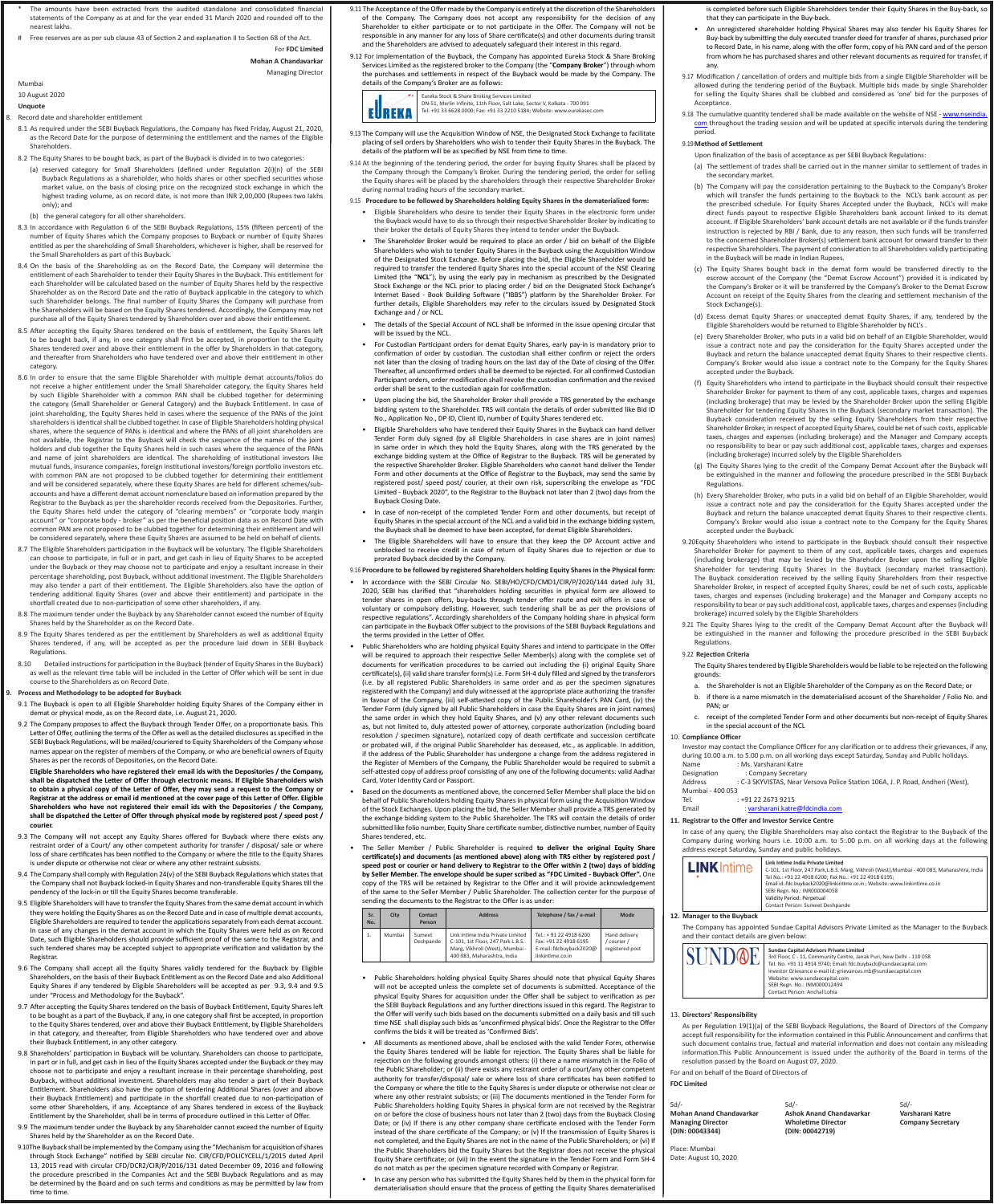\* The amounts have been extracted from the audited standalone and consolidated financial statements of the Company as at and for the year ended 31 March 2020 and rounded off to the nearest lakhs.

\# Free reserves are as per sub clause 43 of Section 2 and explanation II to Section 68 of the Act.

For **FDC Limited**

**Mohan A Chandavarkar**

Managing Director

Mumbai

10 August 2020

**Unquote**

8. Record date and shareholder entitlement

8.1 As required under the SEBI Buyback Regulations, the Company has fixed Friday, August 21, 2020, as the Record Date for the purpose of determining the entitlement and the names of the Eligible Shareholders.

8.2 The Equity Shares to be bought back, as part of the Buyback is divided in to two categories:

(a) reserved category for Small Shareholders (defined under Regulation 2(i)(n) of the SEBI Buyback Regulations as a shareholder, who holds shares or other specified securities whose market value, on the basis of closing price on the recognized stock exchange in which the highest trading volume, as on record date, is not more than INR 2,00,000 (Rupees two lakhs only); and

(b) the general category for all other shareholders.

8.3 In accordance with Regulation 6 of the SEBI Buyback Regulations, 15% (fifteen percent) of the number of Equity Shares which the Company proposes to Buyback or number of Equity Shares entitled as per the shareholding of Small Shareholders, whichever is higher, shall be reserved for the Small Shareholders as part of this Buyback.

8.4 On the basis of the Shareholding as on the Record Date, the Company will determine the entitlement of each Shareholder to tender their Equity Shares in the Buyback. This entitlement for each Shareholder will be calculated based on the number of Equity Shares held by the respective Shareholder as on the Record Date and the ratio of Buyback applicable in the category to which such Shareholder belongs. The final number of Equity Shares the Company will purchase from the Shareholders will be based on the Equity Shares tendered. Accordingly, the Company may not purchase all of the Equity Shares tendered by Shareholders over and above their entitlement.

8.5 After accepting the Equity Shares tendered on the basis of entitlement, the Equity Shares left to be bought back, if any, in one category shall first be accepted, in proportion to the Equity Shares tendered over and above their entitlement in the offer by Shareholders in that category, and thereafter from Shareholders who have tendered over and above their entitlement in other category.

8.6 In order to ensure that the same Eligible Shareholder with multiple demat accounts/folios do not receive a higher entitlement under the Small Shareholder category, the Equity Shares held by such Eligible Shareholder with a common PAN shall be clubbed together for determining the category (Small Shareholder or General Category) and the Buyback Entitlement. In case of joint shareholding, the Equity Shares held in cases where the sequence of the PANs of the joint shareholders is identical shall be clubbed together. In case of Eligible Shareholders holding physical shares, where the sequence of PANs is identical and where the PANs of all joint shareholders are not available, the Registrar to the Buyback will check the sequence of the names of the joint holders and club together the Equity Shares held in such cases where the sequence of the PANs and name of joint shareholders are identical. The shareholding of institutional investors like mutual funds, insurance companies, foreign institutional investors/foreign portfolio investors etc. with common PAN are not proposed to be clubbed together for determining their entitlement and will be considered separately, where these Equity Shares are held for different schemes/sub-accounts and have a different demat account nomenclature based on information prepared by the Registrar to the Buyback as per the shareholder records received from the Depositories. Further, the Equity Shares held under the category of "clearing members" or "corporate body margin account" or "corporate body - broker" as per the beneficial position data as on Record Date with common PAN are not proposed to be clubbed together for determining their entitlement and will be considered separately, where these Equity Shares are assumed to be held on behalf of clients.

8.7 The Eligible Shareholders participation in the Buyback will be voluntary. The Eligible Shareholders can choose to participate, in full or in part, and get cash in lieu of Equity Shares to be accepted under the Buyback or they may choose not to participate and enjoy a resultant increase in their percentage shareholding, post Buyback, without additional investment. The Eligible Shareholders may also take a part of their entitlement. The Eligible Shareholders also have the option of tendering additional Equity Shares (over and above their entitlement) and participate in the shortfall created due to non-participation of some other shareholders, if any.

8.8 The maximum tender under the Buyback by any Shareholder cannot exceed the number of Equity Shares held by the Shareholder as on the Record Date.

8.9 The Equity Shares tendered as per the entitlement by Shareholders as well as additional Equity Shares tendered, if any, will be accepted as per the procedure laid down in SEBI Buyback Regulations.

8.10 Detailed instructions for participation in the Buyback (tender of Equity Shares in the Buyback) as well as the relevant time table will be included in the Letter of Offer which will be sent in due course to the Shareholders as on Record Date.

**9. Process and Methodology to be adopted for Buyback**

9.1 The Buyback is open to all Eligible Shareholder holding Equity Shares of the Company either in demat or physical mode, as on the record date, i.e. August 21, 2020.

9.2 The Company proposes to affect the Buyback through Tender Offer, on a proportionate basis. This Letter of Offer, outlining the terms of the Offer as well as the detailed disclosures as specified in the SEBI Buyback Regulations, will be mailed/couriered to Equity Shareholders of the Company whose names appear on the register of members of the Company, or who are beneficial owners of Equity Shares as per the records of Depositories, on the Record Date.

**Eligible Shareholders who have registered their email ids with the Depositories / the Company, shall be dispatched the Letter of Offer through electronic means. If Eligible Shareholders wish to obtain a physical copy of the Letter of Offer, they may send a request to the Company or Registrar at the address or email id mentioned at the cover page of this Letter of Offer. Eligible Shareholders who have not registered their email ids with the Depositories / the Company, shall be dispatched the Letter of Offer through physical mode by registered post / speed post / courier.**

9.3 The Company will not accept any Equity Shares offered for Buyback where there exists any restraint order of a Court/ any other competent authority for transfer / disposal/ sale or where loss of share certificates has been notified to the Company or where the title to the Equity Shares is under dispute or otherwise not clear or where any other restraint subsists.

9.4 The Company shall comply with Regulation 24(v) of the SEBI Buyback Regulations which states that the Company shall not Buyback locked-in Equity Shares and non-transferable Equity Shares till the pendency of the lock-in or till the Equity Shares become transferable.

9.5 Eligible Shareholders will have to transfer the Equity Shares from the same demat account in which they were holding the Equity Shares as on the Record Date and in case of multiple demat accounts, Eligible Shareholders are required to tender the applications separately from each demat account. In case of any changes in the demat account in which the Equity Shares were held as on Record Date, such Eligible Shareholders should provide sufficient proof of the same to the Registrar, and such tendered shares may be accepted subject to appropriate verification and validation by the Registrar.

9.6 The Company shall accept all the Equity Shares validly tendered for the Buyback by Eligible Shareholders, on the basis of their Buyback Entitlement as on the Record Date and also Additional Equity Shares if any tendered by Eligible Shareholders will be accepted as per 9.3, 9.4 and 9.5 under "Process and Methodology for the Buyback".

9.7 After accepting the Equity Shares tendered on the basis of Buyback Entitlement, Equity Shares left to be bought as a part of the Buyback, if any, in one category shall first be accepted, in proportion to the Equity Shares tendered, over and above their Buyback Entitlement, by Eligible Shareholders in that category, and thereafter, from Eligible Shareholders who have tendered over and above their Buyback Entitlement, in any other category.

9.8 Shareholders' participation in Buyback will be voluntary. Shareholders can choose to participate, in part or in full, and get cash in lieu of the Equity Shares accepted under the Buyback or they may choose not to participate and enjoy a resultant increase in their percentage shareholding, post Buyback, without additional investment. Shareholders may also tender a part of their Buyback Entitlement. Shareholders also have the option of tendering Additional Shares (over and above their Buyback Entitlement) and participate in the shortfall created due to non-participation of some other Shareholders, if any. Acceptance of any Shares tendered in excess of the Buyback Entitlement by the Shareholder, shall be in terms of procedure outlined in this Letter of Offer.

9.9 The maximum tender under the Buyback by any Shareholder cannot exceed the number of Equity Shares held by the Shareholder as on the Record Date.

9.10 The Buyback shall be implemented by the Company using the "Mechanism for acquisition of shares through Stock Exchange" notified by SEBI circular No. CIR/CFD/POLICYCELL/1/2015 dated April 13, 2015 read with circular CFD/DCR2/CIR/P/2016/131 dated December 09, 2016 and following the procedure prescribed in the Companies Act and the SEBI Buyback Regulations and as may be determined by the Board and on such terms and conditions as may be permitted by law from time to time.

9.11 The Acceptance of the Offer made by the Company is entirely at the discretion of the Shareholders of the Company. The Company does not accept any responsibility for the decision of any Shareholder to either participate or to not participate in the Offer. The Company will not be responsible in any manner for any loss of Share certificate(s) and other documents during transit and the Shareholders are advised to adequately safeguard their interest in this regard.

9.12 For implementation of the Buyback, the Company has appointed Eureka Stock & Share Broking Services Limited as the registered broker to the Company (the "**Company Broker**") through whom the purchases and settlements in respect of the Buyback would be made by the Company. The details of the Company's Broker are as follows:

EUREKA

Eureka Stock & Share Broking Services Limited
DN-51, Merlin Infinite, 11th Floor, Salt Lake, Sector V, Kolkata - 700 091
Tel: +91 33 6628 0000; Fax: +91 33 2210 5184; Website: www.eurekasec.com

9.13 The Company will use the Acquisition Window of NSE, the Designated Stock Exchange to facilitate placing of sell orders by Shareholders who wish to tender their Equity Shares in the Buyback. The details of the platform will be as specified by NSE from time to time.

9.14 At the beginning of the tendering period, the order for buying Equity Shares shall be placed by the Company through the Company's Broker. During the tendering period, the order for selling the Equity shares will be placed by the shareholders through their respective Shareholder Broker during normal trading hours of the secondary market.

9.15 **Procedure to be followed by Shareholders holding Equity Shares in the dematerialized form:**

- Eligible Shareholders who desire to tender their Equity Shares in the electronic form under the Buyback would have to do so through their respective Shareholder Broker by indicating to their broker the details of Equity Shares they intend to tender under the Buyback.
- The Shareholder Broker would be required to place an order / bid on behalf of the Eligible Shareholders who wish to tender Equity Shares in the Buyback using the Acquisition Window of the Designated Stock Exchange. Before placing the bid, the Eligible Shareholder would be required to transfer the tendered Equity Shares into the special account of the NSE Clearing Limited (the "**NCL**"), by using the early pay in mechanism as prescribed by the Designated Stock Exchange or the NCL prior to placing order / bid on the Designated Stock Exchange's Internet Based - Book Building Software ("IBBS") by the Shareholder Broker. For further details, Eligible Shareholders may refer to the circulars issued by Designated Stock Exchange and / or NCL.
- The details of the Special Account of NCL shall be informed in the issue opening circular that will be issued by the NCL.
- For Custodian Participant orders for demat Equity Shares, early pay-in is mandatory prior to confirmation of order by custodian. The custodian shall either confirm or reject the orders not later than the closing of trading hours on the last day of the Date of closing of the Offer. Thereafter, all unconfirmed orders shall be deemed to be rejected. For all confirmed Custodian Participant orders, order modification shall revoke the custodian confirmation and the revised order shall be sent to the custodian again for confirmation.
- Upon placing the bid, the Shareholder Broker shall provide a TRS generated by the exchange bidding system to the Shareholder. TRS will contain the details of order submitted like Bid ID No., Application No., DP ID, Client ID, number of Equity Shares tendered etc.
- Eligible Shareholders who have tendered their Equity Shares in the Buyback can hand deliver Tender Form duly signed (by all Eligible Shareholders in case shares are in joint names) in same order in which they hold the Equity Shares, along with the TRS generated by the exchange bidding system at the Office of Registrar to the Buyback. TRS will be generated by the respective Shareholder Broker. Eligible Shareholders who cannot hand deliver the Tender Form and other documents at the Office of Registrar to the Buyback, may send the same by registered post/ speed post/ courier, at their own risk, superscribing the envelope as "FDC Limited - Buyback 2020", to the Registrar to the Buyback not later than 2 (two) days from the Buyback Closing Date.
- In case of non-receipt of the completed Tender Form and other documents, but receipt of Equity Shares in the special account of the NCL and a valid bid in the exchange bidding system, the Buyback shall be deemed to have been accepted, for demat Eligible Shareholders.
- The Eligible Shareholders will have to ensure that they keep the DP Account active and unblocked to receive credit in case of return of Equity Shares due to rejection or due to prorated Buyback decided by the Company.

9.16 **Procedure to be followed by registered Shareholders holding Equity Shares in the Physical form:**

- In accordance with the SEBI Circular No. SEBI/HO/CFD/CMD1/CIR/P/2020/144 dated July 31, 2020, SEBI has clarified that "shareholders holding securities in physical form are allowed to tender shares in open offers, buy-backs through tender offer route and exit offers in case of voluntary or compulsory delisting. However, such tendering shall be as per the provisions of respective regulations". Accordingly shareholders of the Company holding share in physical form can participate in the Buyback Offer subject to the provisions of the SEBI Buyback Regulations and the terms provided in the Letter of Offer.
- Public Shareholders who are holding physical Equity Shares and intend to participate in the Offer will be required to approach their respective Seller Member(s) along with the complete set of documents for verification procedures to be carried out including the (i) original Equity Share certificate(s), (ii) valid share transfer form(s) i.e. Form SH-4 duly filled and signed by the transferors (i.e. by all registered Public Shareholders in same order and as per the specimen signatures registered with the Company) and duly witnessed at the appropriate place authorizing the transfer in favour of the Company, (iii) self-attested copy of the Public Shareholder's PAN Card, (iv) the Tender Form (duly signed by all Public Shareholders in case the Equity Shares are in joint names) the same order in which they hold Equity Shares, and (v) any other relevant documents such as, but not limited to, duly attested power of attorney, corporate authorization (including board resolution / specimen signature), notarized copy of death certificate and succession certificate or probated will, if the original Public Shareholder has deceased, etc., as applicable. In addition, if the address of the Public Shareholder has undergone a change from the address registered in the Register of Members of the Company, the Public Shareholder would be required to submit a self-attested copy of address proof consisting of any one of the following documents: valid Aadhar Card, Voter Identity Card or Passport.
- Based on the documents as mentioned above, the concerned Seller Member shall place the bid on behalf of Public Shareholders holding Equity Shares in physical form using the Acquisition Window of the Stock Exchanges. Upon placing the bid, the Seller Member shall provide a TRS generated by the exchange bidding system to the Public Shareholder. The TRS will contain the details of order submitted like folio number, Equity Share certificate number, distinctive number, number of Equity Shares tendered, etc.
- The Seller Member / Public Shareholder is required **to deliver the original Equity Share certificate(s) and documents (as mentioned above) along with TRS either by registered post / speed post or courier or hand delivery to Registrar to the Offer within 2 (two) days of bidding by Seller Member. The envelope should be super scribed as "FDC Limited - Buyback Offer".** One copy of the TRS will be retained by Registrar to the Offer and it will provide acknowledgement of the same to the Seller Member / Public Shareholder. The collection center for the purpose of sending the documents to the Registrar to the Offer is as under:

| Sr. No. | City | Contact Person | Address | Telephone / fax / e-mail | Mode |
|---|---|---|---|---|---|
| 1. | Mumbai | Sumeet Deshpande | Link Intime India Private Limited C-101, 1st Floor, 247 Park L.B.S. Marg, Vikhroli (West), Mumbai - 400 083, Maharashtra, India | Tel.: +91 22 4918 6200 Fax: +91 22 4918 6195 E-mail: fdcbuyback2020@linkintime.co.in | Hand delivery / courier / registered post |

- Public Shareholders holding physical Equity Shares should note that physical Equity Shares will not be accepted unless the complete set of documents is submitted. Acceptance of the physical Equity Shares for acquisition under the Offer shall be subject to verification as per the SEBI Buyback Regulations and any further directions issued in this regard. The Registrar to the Offer will verify such bids based on the documents submitted on a daily basis and till such time NSE shall display such bids as 'unconfirmed physical bids'. Once the Registrar to the Offer confirms the bids it will be treated as 'Confirmed Bids'.
- All documents as mentioned above, shall be enclosed with the valid Tender Form, otherwise the Equity Shares tendered will be liable for rejection. The Equity Shares shall be liable for rejection on the following grounds amongst others: (i) there a name mismatch in the Folio of the Public Shareholder; or (ii) there exists any restraint order of a court/any other competent authority for transfer/disposal/ sale or where loss of share certificates has been notified to the Company or where the title to the Equity Shares is under dispute or otherwise not clear or where any other restraint subsists; or (iii) The documents mentioned in the Tender Form for Public Shareholders holding Equity Shares in physical form are not received by the Registrar on or before the close of business hours not later than 2 (two) days from the Buyback Closing Date; or (iv) If there is any other company share certificate enclosed with the Tender Form instead of the share certificate of the Company; or (v) If the transmission of Equity Shares is not completed, and the Equity Shares are not in the name of the Public Shareholders; or (vi) If the Public Shareholders bid the Equity Shares but the Registrar does not receive the physical Equity Share certificate; or (vii) In the event the signature in the Tender Form and Form SH-4 do not match as per the specimen signature recorded with Company or Registrar.
- In case any person who has submitted the Equity Shares held by them in the physical form for dematerialisation should ensure that the process of getting the Equity Shares dematerialised is completed before such Eligible Shareholders tender their Equity Shares in the Buy-back, so that they can participate in the Buy-back.
- An unregistered shareholder holding Physical Shares may also tender his Equity Shares for Buy-back by submitting the duly executed transfer deed for transfer of shares, purchased prior to Record Date, in his name, along with the offer form, copy of his PAN card and of the person from whom he has purchased shares and other relevant documents as required for transfer, if any.

9.17 Modification / cancellation of orders and multiple bids from a single Eligible Shareholder will be allowed during the tendering period of the Buyback. Multiple bids made by single Shareholder for selling the Equity Shares shall be clubbed and considered as 'one' bid for the purposes of Acceptance.

9.18 The cumulative quantity tendered shall be made available on the website of NSE - www.nseindia.com throughout the trading session and will be updated at specific intervals during the tendering period.

9.19 **Method of Settlement**

Upon finalization of the basis of acceptance as per SEBI Buyback Regulations:

(a) The settlement of trades shall be carried out in the manner similar to settlement of trades in the secondary market.

(b) The Company will pay the consideration pertaining to the Buyback to the Company's Broker which will transfer the funds pertaining to the Buyback to the NCL's bank account as per the prescribed schedule. For Equity Shares Accepted under the Buyback, NCL will make direct funds payout to respective Eligible Shareholders bank account linked to its demat account. If Eligible Shareholders' bank account details are not available or if the funds transfer instruction is rejected by RBI / Bank, due to any reason, then such funds will be transferred to the concerned Shareholder Broker(s) settlement bank account for onward transfer to their respective Shareholders. The payment of consideration to all Shareholders validly participating in the Buyback will be made in Indian Rupees.

(c) The Equity Shares bought back in the demat form would be transferred directly to the escrow account of the Company (the "Demat Escrow Account") provided it is indicated by the Company's Broker or it will be transferred by the Company's Broker to the Demat Escrow Account on receipt of the Equity Shares from the clearing and settlement mechanism of the Stock Exchange(s).

(d) Excess demat Equity Shares or unaccepted demat Equity Shares, if any, tendered by the Eligible Shareholders would be returned to Eligible Shareholder by NCL's .

(e) Every Shareholder Broker, who puts in a valid bid on behalf of an Eligible Shareholder, would issue a contract note and pay the consideration for the Equity Shares accepted under the Buyback and return the balance unaccepted demat Equity Shares to their respective clients. Company's Broker would also issue a contract note to the Company for the Equity Shares accepted under the Buyback.

(f) Equity Shareholders who intend to participate in the Buyback should consult their respective Shareholder Broker for payment to them of any cost, applicable taxes, charges and expenses (including brokerage) that may be levied by the Shareholder Broker upon the selling Eligible Shareholder for tendering Equity Shares in the Buyback (secondary market transaction). The Buyback consideration received by the selling Equity Shareholders from their respective Shareholder Broker, in respect of accepted Equity Shares, could be net of such costs, applicable taxes, charges and expenses (including brokerage) and the Manager and Company accepts no responsibility to bear or pay such additional cost, applicable taxes, charges and expenses (including brokerage) incurred solely by the Eligible Shareholders

(g) The Equity Shares lying to the credit of the Company Demat Account after the Buyback will be extinguished in the manner and following the procedure prescribed in the SEBI Buyback Regulations.

(h) Every Shareholder Broker, who puts in a valid bid on behalf of an Eligible Shareholder, would issue a contract note and pay the consideration for the Equity Shares accepted under the Buyback and return the balance unaccepted demat Equity Shares to their respective clients. Company's Broker would also issue a contract note to the Company for the Equity Shares accepted under the Buyback.

9.20 Equity Shareholders who intend to participate in the Buyback should consult their respective Shareholder Broker for payment to them of any cost, applicable taxes, charges and expenses (including brokerage) that may be levied by the Shareholder Broker upon the selling Eligible Shareholder for tendering Equity Shares in the Buyback (secondary market transaction). The Buyback consideration received by the selling Equity Shareholders from their respective Shareholder Broker, in respect of accepted Equity Shares, could be net of such costs, applicable taxes, charges and expenses (including brokerage) and the Manager and Company accepts no responsibility to bear or pay such additional cost, applicable taxes, charges and expenses (including brokerage) incurred solely by the Eligible Shareholders

9.21 The Equity Shares lying to the credit of the Company Demat Account after the Buyback will be extinguished in the manner and following the procedure prescribed in the SEBI Buyback Regulations.

9.22 **Rejection Criteria**

The Equity Shares tendered by Eligible Shareholders would be liable to be rejected on the following grounds:

a. the Shareholder is not an Eligible Shareholder of the Company as on the Record Date; or

b. if there is a name mismatch in the dematerialised account of the Shareholder / Folio No. and PAN; or

c. receipt of the completed Tender Form and other documents but non-receipt of Equity Shares in the special account of the NCL

**10. Compliance Officer**

Investor may contact the Compliance Officer for any clarification or to address their grievances, if any, during 10.00 a.m. to 5.00 p.m. on all working days except Saturday, Sunday and Public holidays.

Name : Ms. Varsharani Katre
Designation : Company Secretary
Address : C-3 SKYVISTAS, Near Versova Police Station 106A, J. P. Road, Andheri (West), Mumbai - 400 053
Tel. : +91 22 2673 9215
Email : varsharani.katre@fdcindia.com

**11. Registrar to the Offer and Investor Service Centre**

In case of any query, the Eligible Shareholders may also contact the Registrar to the Buyback of the Company during working hours i.e. 10.00 a.m. to 5:.00 p.m. on all working days at the following address except Saturday, Sunday and public holidays.

LINKIntime

Link Intime India Private Limited
C-101, 1st Floor, 247 Park,L.B.S. Marg, Vikhroli (West),Mumbai - 400 083, Maharashtra, India
Tel No.: +91 22 4918 6200; Fax No.: +91 22 4918 6195;
Email id: fdc.buyback2020@linkintime.co.in ; Website: www.linkintime.co.in
SEBI Regn. No.: INR000004058
Validity Period: Perpetual
Contact Person: Sumeet Deshpande

**12. Manager to the Buyback**

The Company has appointed Sundae Capital Advisors Private Limited as the Manager to the Buyback and their contact details are given below:

SUNDAE

Sundae Capital Advisors Private Limited
3rd Floor, C - 11, Community Centre, Janak Puri, New Delhi - 110 058
Tel. No. +91 11 4914 9740; Email: fdc.buyback@sundaecapital.com
Investor Grievance e-mail id: grievances.mb@sundaecapital.com
Website: www.sundaecapital.com
SEBI Regn. No.: INM000012494
Contact Person: Anchal Lohia

**13. Directors' Responsibility**

As per Regulation 19(1)(a) of the SEBI Buyback Regulations, the Board of Directors of the Company accept full responsibility for the information contained in this Public Announcement and confirms that such document contains true, factual and material information and does not contain any misleading information.This Public Announcement is issued under the authority of the Board in terms of the resolution passed by the Board on August 07, 2020.

For and on behalf of the Board of Directors of

**FDC Limited**

| Sd/- | Sd/- | Sd/- |
|---|---|---|
| **Mohan Anand Chandavarkar** | **Ashok Anand Chandavarkar** | **Varsharani Katre** |
| **Managing Director** | **Wholetime Director** | **Company Secretary** |
| **(DIN: 00043344)** | **(DIN: 00042719)** | |

Place: Mumbai
Date: August 10, 2020